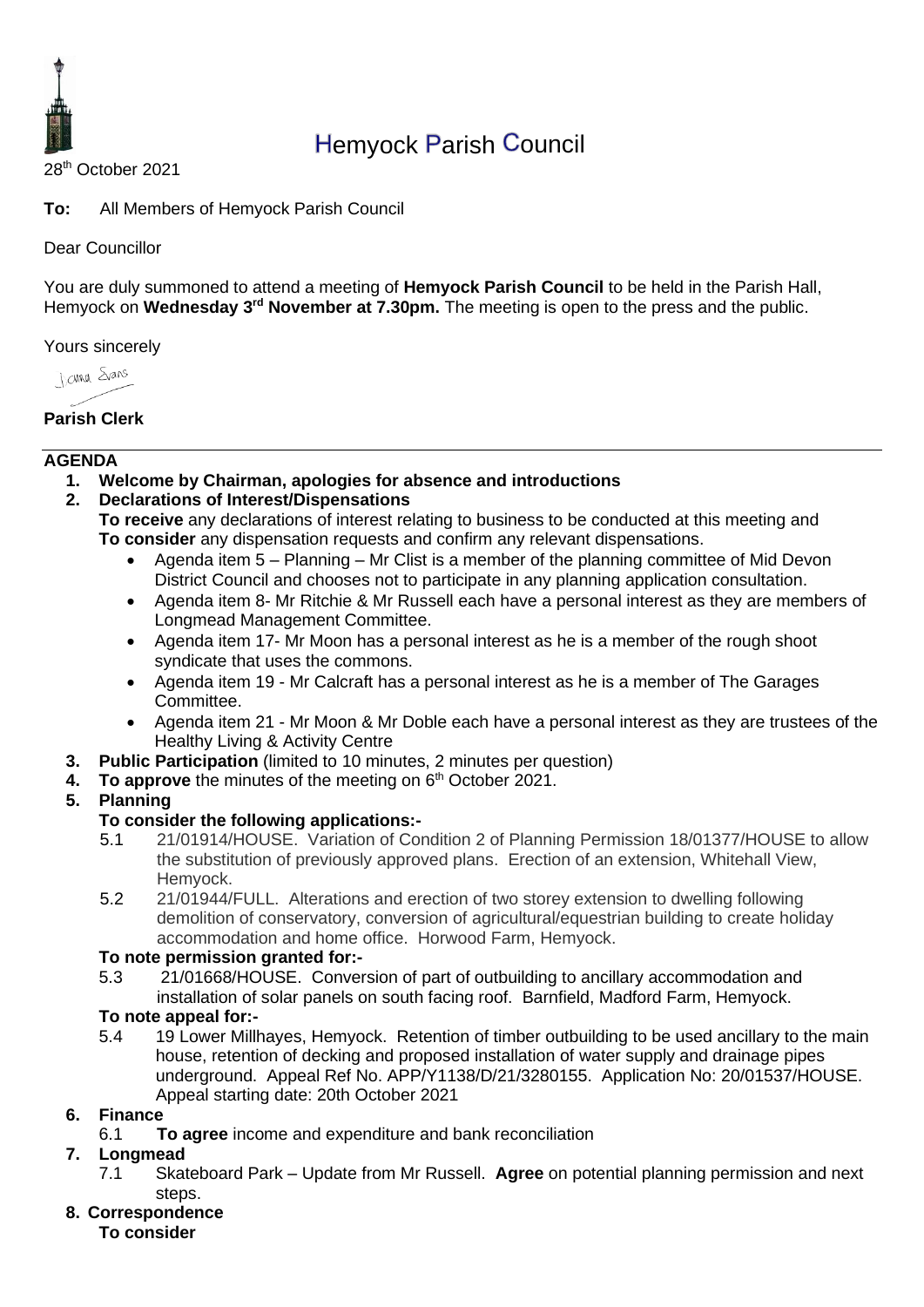# Hemyock Parish Council

28th October 2021

**To:** All Members of Hemyock Parish Council

Dear Councillor

You are duly summoned to attend a meeting of **Hemyock Parish Council** to be held in the Parish Hall, Hemyock on **Wednesday 3rd November at 7.30pm.** The meeting is open to the press and the public.

Yours sincerely

Joanna Evans

**Parish Clerk**

---

## AGENDA

1. **Welcome by Chairman, apologies for absence and introductions**
2. **Declarations of Interest/Dispensations**
   **To receive** any declarations of interest relating to business to be conducted at this meeting and **To consider** any dispensation requests and confirm any relevant dispensations.
   - Agenda item 5 – Planning – Mr Clist is a member of the planning committee of Mid Devon District Council and chooses not to participate in any planning application consultation.
   - Agenda item 8- Mr Ritchie & Mr Russell each have a personal interest as they are members of Longmead Management Committee.
   - Agenda item 17- Mr Moon has a personal interest as he is a member of the rough shoot syndicate that uses the commons.
   - Agenda item 19 - Mr Calcraft has a personal interest as he is a member of The Garages Committee.
   - Agenda item 21 - Mr Moon & Mr Doble each have a personal interest as they are trustees of the Healthy Living & Activity Centre
3. **Public Participation** (limited to 10 minutes, 2 minutes per question)
4. **To approve** the minutes of the meeting on 6th October 2021.
5. **Planning**

   **To consider the following applications:-**

   5.1 21/01914/HOUSE. Variation of Condition 2 of Planning Permission 18/01377/HOUSE to allow the substitution of previously approved plans. Erection of an extension, Whitehall View, Hemyock.

   5.2 21/01944/FULL. Alterations and erection of two storey extension to dwelling following demolition of conservatory, conversion of agricultural/equestrian building to create holiday accommodation and home office. Horwood Farm, Hemyock.

   **To note permission granted for:-**

   5.3 21/01668/HOUSE. Conversion of part of outbuilding to ancillary accommodation and installation of solar panels on south facing roof. Barnfield, Madford Farm, Hemyock.

   **To note appeal for:-**

   5.4 19 Lower Millhayes, Hemyock. Retention of timber outbuilding to be used ancillary to the main house, retention of decking and proposed installation of water supply and drainage pipes underground. Appeal Ref No. APP/Y1138/D/21/3280155. Application No: 20/01537/HOUSE. Appeal starting date: 20th October 2021
6. **Finance**

   6.1 **To agree** income and expenditure and bank reconciliation
7. **Longmead**

   7.1 Skateboard Park – Update from Mr Russell. **Agree** on potential planning permission and next steps.
8. **Correspondence**

   **To consider**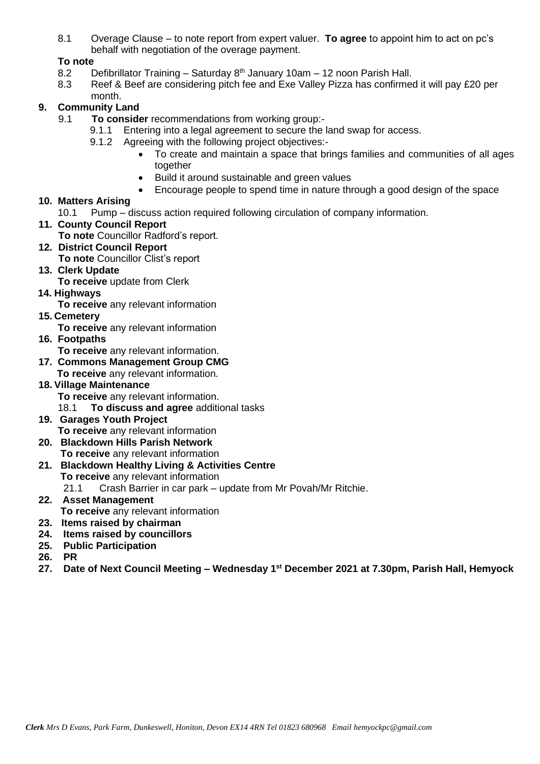8.1 Overage Clause – to note report from expert valuer. **To agree** to appoint him to act on pc's behalf with negotiation of the overage payment.

**To note**

8.2 Defibrillator Training – Saturday 8th January 10am – 12 noon Parish Hall.

8.3 Reef & Beef are considering pitch fee and Exe Valley Pizza has confirmed it will pay £20 per month.

**9. Community Land**

9.1 **To consider** recommendations from working group:-

9.1.1 Entering into a legal agreement to secure the land swap for access.

9.1.2 Agreeing with the following project objectives:-

- To create and maintain a space that brings families and communities of all ages together
- Build it around sustainable and green values
- Encourage people to spend time in nature through a good design of the space

**10. Matters Arising**

10.1 Pump – discuss action required following circulation of company information.

**11. County Council Report**

**To note** Councillor Radford's report.

**12. District Council Report**

**To note** Councillor Clist's report

**13. Clerk Update**

**To receive** update from Clerk

**14. Highways**

**To receive** any relevant information

**15. Cemetery**

**To receive** any relevant information

**16. Footpaths**

**To receive** any relevant information.

**17. Commons Management Group CMG**

**To receive** any relevant information.

**18. Village Maintenance**

**To receive** any relevant information.

18.1 **To discuss and agree** additional tasks

**19. Garages Youth Project**

**To receive** any relevant information

**20. Blackdown Hills Parish Network**

**To receive** any relevant information

**21. Blackdown Healthy Living & Activities Centre**

**To receive** any relevant information

21.1 Crash Barrier in car park – update from Mr Povah/Mr Ritchie.

**22. Asset Management**

**To receive** any relevant information

**23. Items raised by chairman**

**24. Items raised by councillors**

**25. Public Participation**

**26. PR**

**27. Date of Next Council Meeting – Wednesday 1st December 2021 at 7.30pm, Parish Hall, Hemyock**

***Clerk*** *Mrs D Evans, Park Farm, Dunkeswell, Honiton, Devon EX14 4RN Tel 01823 680968 Email hemyockpc@gmail.com*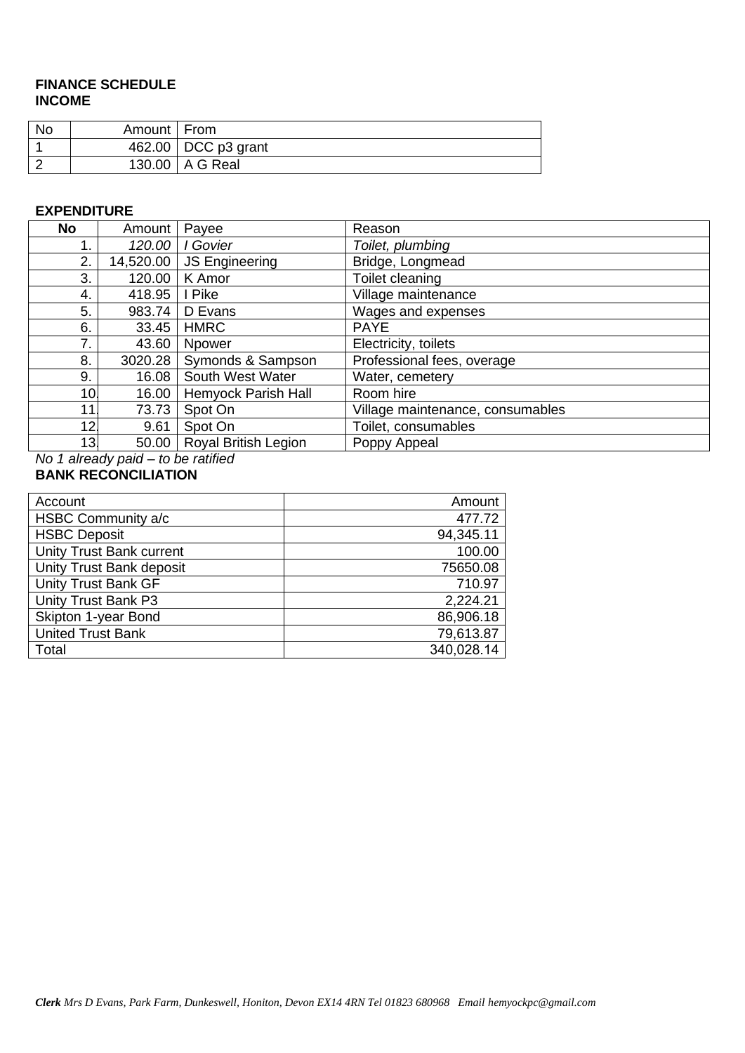**FINANCE SCHEDULE**
**INCOME**

| No | Amount | From |
|---|---:|---|
| 1 | 462.00 | DCC p3 grant |
| 2 | 130.00 | A G Real |

**EXPENDITURE**

| No | Amount | Payee | Reason |
|---:|---:|---|---|
| 1. | *120.00* | *I Govier* | *Toilet, plumbing* |
| 2. | 14,520.00 | JS Engineering | Bridge, Longmead |
| 3. | 120.00 | K Amor | Toilet cleaning |
| 4. | 418.95 | I Pike | Village maintenance |
| 5. | 983.74 | D Evans | Wages and expenses |
| 6. | 33.45 | HMRC | PAYE |
| 7. | 43.60 | Npower | Electricity, toilets |
| 8. | 3020.28 | Symonds & Sampson | Professional fees, overage |
| 9. | 16.08 | South West Water | Water, cemetery |
| 10. | 16.00 | Hemyock Parish Hall | Room hire |
| 11. | 73.73 | Spot On | Village maintenance, consumables |
| 12. | 9.61 | Spot On | Toilet, consumables |
| 13. | 50.00 | Royal British Legion | Poppy Appeal |

*No 1 already paid – to be ratified*

**BANK RECONCILIATION**

| Account | Amount |
|---|---:|
| HSBC Community a/c | 477.72 |
| HSBC Deposit | 94,345.11 |
| Unity Trust Bank current | 100.00 |
| Unity Trust Bank deposit | 75650.08 |
| Unity Trust Bank GF | 710.97 |
| Unity Trust Bank P3 | 2,224.21 |
| Skipton 1-year Bond | 86,906.18 |
| United Trust Bank | 79,613.87 |
| Total | 340,028.14 |

***Clerk** Mrs D Evans, Park Farm, Dunkeswell, Honiton, Devon EX14 4RN Tel 01823 680968 Email hemyockpc@gmail.com*